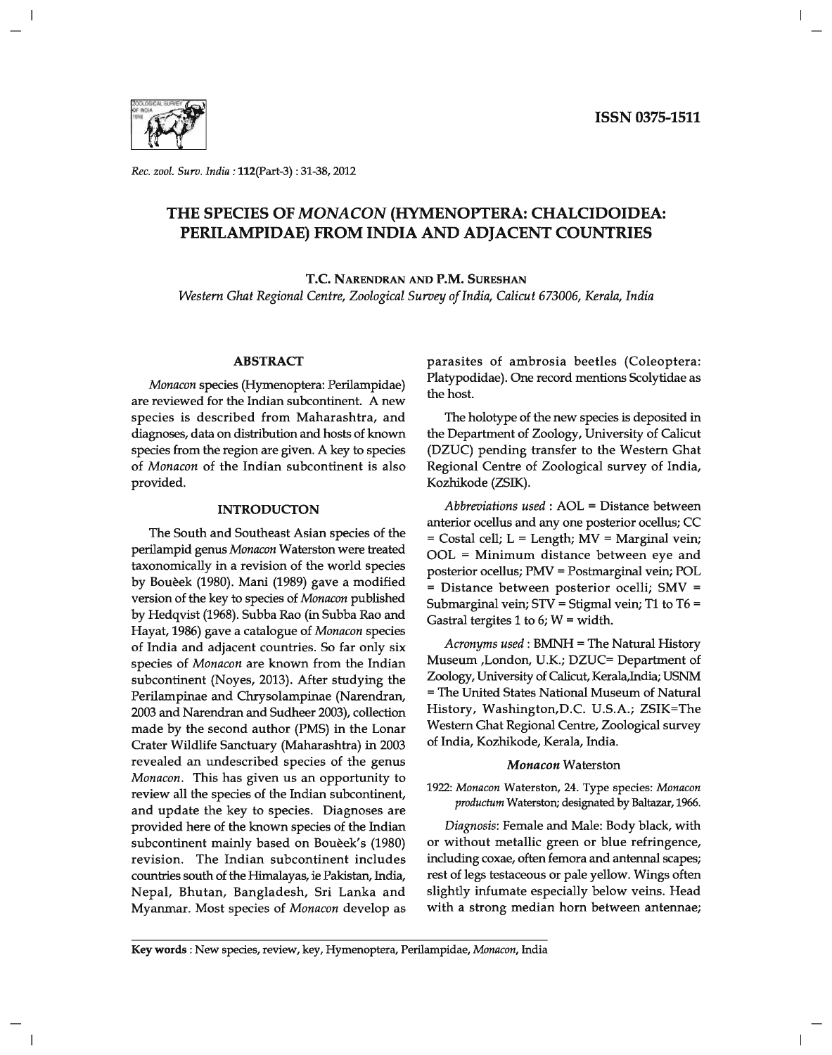ISSN 0375-1511

# THE SPECIES OF *MONACON* (HYMENOPTERA: CHALCIDOIDEA: PERILAMPIDAE) FROM INDIA AND ADJACENT COUNTRIES

**T.C. Narendran and P.M. Sureshan**

*Western Ghat Regional Centre, Zoological Survey of India, Calicut 673006, Kerala, India*

## ABSTRACT

*Monacon* species (Hymenoptera: Perilampidae) are reviewed for the Indian subcontinent. A new species is described from Maharashtra, and diagnoses, data on distribution and hosts of known species from the region are given. A key to species of *Monacon* of the Indian subcontinent is also provided.

## INTRODUCTON

The South and Southeast Asian species of the perilampid genus *Monacon* Waterston were treated taxonomically in a revision of the world species by Bouèek (1980). Mani (1989) gave a modified version of the key to species of *Monacon* published by Hedqvist (1968). Subba Rao (in Subba Rao and Hayat, 1986) gave a catalogue of *Monacon* species of India and adjacent countries. So far only six species of *Monacon* are known from the Indian subcontinent (Noyes, 2013). After studying the Perilampinae and Chrysolampinae (Narendran, 2003 and Narendran and Sudheer 2003), collection made by the second author (PMS) in the Lonar Crater Wildlife Sanctuary (Maharashtra) in 2003 revealed an undescribed species of the genus *Monacon*. This has given us an opportunity to review all the species of the Indian subcontinent, and update the key to species. Diagnoses are provided here of the known species of the Indian subcontinent mainly based on Bouèek's (1980) revision. The Indian subcontinent includes countries south of the Himalayas, ie Pakistan, India, Nepal, Bhutan, Bangladesh, Sri Lanka and Myanmar. Most species of *Monacon* develop as parasites of ambrosia beetles (Coleoptera: Platypodidae). One record mentions Scolytidae as the host.

The holotype of the new species is deposited in the Department of Zoology, University of Calicut (DZUC) pending transfer to the Western Ghat Regional Centre of Zoological survey of India, Kozhikode (ZSIK).

*Abbreviations used* : AOL = Distance between anterior ocellus and any one posterior ocellus; CC = Costal cell; L = Length; MV = Marginal vein; OOL = Minimum distance between eye and posterior ocellus; PMV = Postmarginal vein; POL = Distance between posterior ocelli; SMV = Submarginal vein; STV = Stigmal vein; T1 to T6 = Gastral tergites 1 to 6; W = width.

*Acronyms used* : BMNH = The Natural History Museum ,London, U.K.; DZUC= Department of Zoology, University of Calicut, Kerala,India; USNM = The United States National Museum of Natural History, Washington,D.C. U.S.A.; ZSIK=The Western Ghat Regional Centre, Zoological survey of India, Kozhikode, Kerala, India.

### *Monacon* Waterston

1922: *Monacon* Waterston, 24. Type species: *Monacon productum* Waterston; designated by Baltazar, 1966.

*Diagnosis*: Female and Male: Body black, with or without metallic green or blue refringence, including coxae, often femora and antennal scapes; rest of legs testaceous or pale yellow. Wings often slightly infumate especially below veins. Head with a strong median horn between antennae;

**Key words** : New species, review, key, Hymenoptera, Perilampidae, *Monacon*, India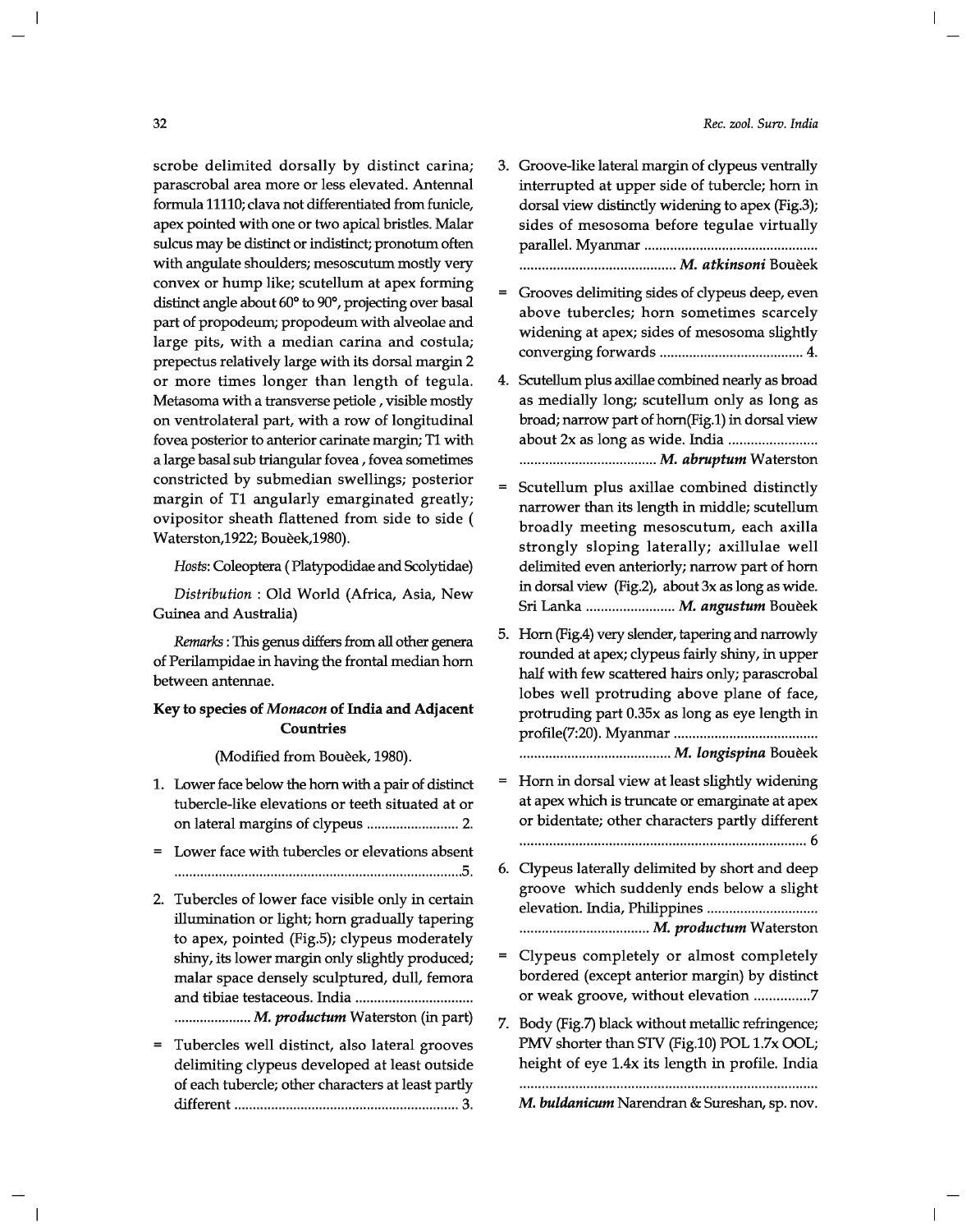scrobe delimited dorsally by distinct carina; parascrobal area more or less elevated. Antennal formula 11110; clava not differentiated from funicle, apex pointed with one or two apical bristles. Malar sulcus may be distinct or indistinct; pronotum often with angulate shoulders; mesoscutum mostly very convex or hump like; scutellum at apex forming distinct angle about 60° to 90°, projecting over basal part of propodeum; propodeum with alveolae and large pits, with a median carina and costula; prepectus relatively large with its dorsal margin 2 or more times longer than length of tegula. Metasoma with a transverse petiole , visible mostly on ventrolateral part, with a row of longitudinal fovea posterior to anterior carinate margin; T1 with a large basal sub triangular fovea , fovea sometimes constricted by submedian swellings; posterior margin of T1 angularly emarginated greatly; ovipositor sheath flattened from side to side ( Waterston,1922; Boučèek,1980).

*Hosts*: Coleoptera ( Platypodidae and Scolytidae)

*Distribution* : Old World (Africa, Asia, New Guinea and Australia)

*Remarks* : This genus differs from all other genera of Perilampidae in having the frontal median horn between antennae.

**Key to species of *Monacon* of India and Adjacent Countries**

(Modified from Boučèek, 1980).

1. Lower face below the horn with a pair of distinct tubercle-like elevations or teeth situated at or on lateral margins of clypeus ......................... 2.

= Lower face with tubercles or elevations absent ............................................................................5.

2. Tubercles of lower face visible only in certain illumination or light; horn gradually tapering to apex, pointed (Fig.5); clypeus moderately shiny, its lower margin only slightly produced; malar space densely sculptured, dull, femora and tibiae testaceous. India ................................ ..................... *M. productum* Waterston (in part)

= Tubercles well distinct, also lateral grooves delimiting clypeus developed at least outside of each tubercle; other characters at least partly different ............................................................ 3.

3. Groove-like lateral margin of clypeus ventrally interrupted at upper side of tubercle; horn in dorsal view distinctly widening to apex (Fig.3); sides of mesosoma before tegulae virtually parallel. Myanmar .............................................. .......................................... *M. atkinsoni* Boučèek

= Grooves delimiting sides of clypeus deep, even above tubercles; horn sometimes scarcely widening at apex; sides of mesosoma slightly converging forwards ....................................... 4.

4. Scutellum plus axillae combined nearly as broad as medially long; scutellum only as long as broad; narrow part of horn(Fig.1) in dorsal view about 2x as long as wide. India ........................ ..................................... *M. abruptum* Waterston

= Scutellum plus axillae combined distinctly narrower than its length in middle; scutellum broadly meeting mesoscutum, each axilla strongly sloping laterally; axillulae well delimited even anteriorly; narrow part of horn in dorsal view (Fig.2), about 3x as long as wide. Sri Lanka ........................ *M. angustum* Boučèek

5. Horn (Fig.4) very slender, tapering and narrowly rounded at apex; clypeus fairly shiny, in upper half with few scattered hairs only; parascrobal lobes well protruding above plane of face, protruding part 0.35x as long as eye length in profile(7:20). Myanmar ....................................... ......................................... *M. longispina* Boučèek

= Horn in dorsal view at least slightly widening at apex which is truncate or emarginate at apex or bidentate; other characters partly different ............................................................................ 6

6. Clypeus laterally delimited by short and deep groove which suddenly ends below a slight elevation. India, Philippines .............................. ................................... *M. productum* Waterston

= Clypeus completely or almost completely bordered (except anterior margin) by distinct or weak groove, without elevation ...............7

7. Body (Fig.7) black without metallic refringence; PMV shorter than STV (Fig.10) POL 1.7x OOL; height of eye 1.4x its length in profile. India ............................................................................... *M. buldanicum* Narendran & Sureshan, sp. nov.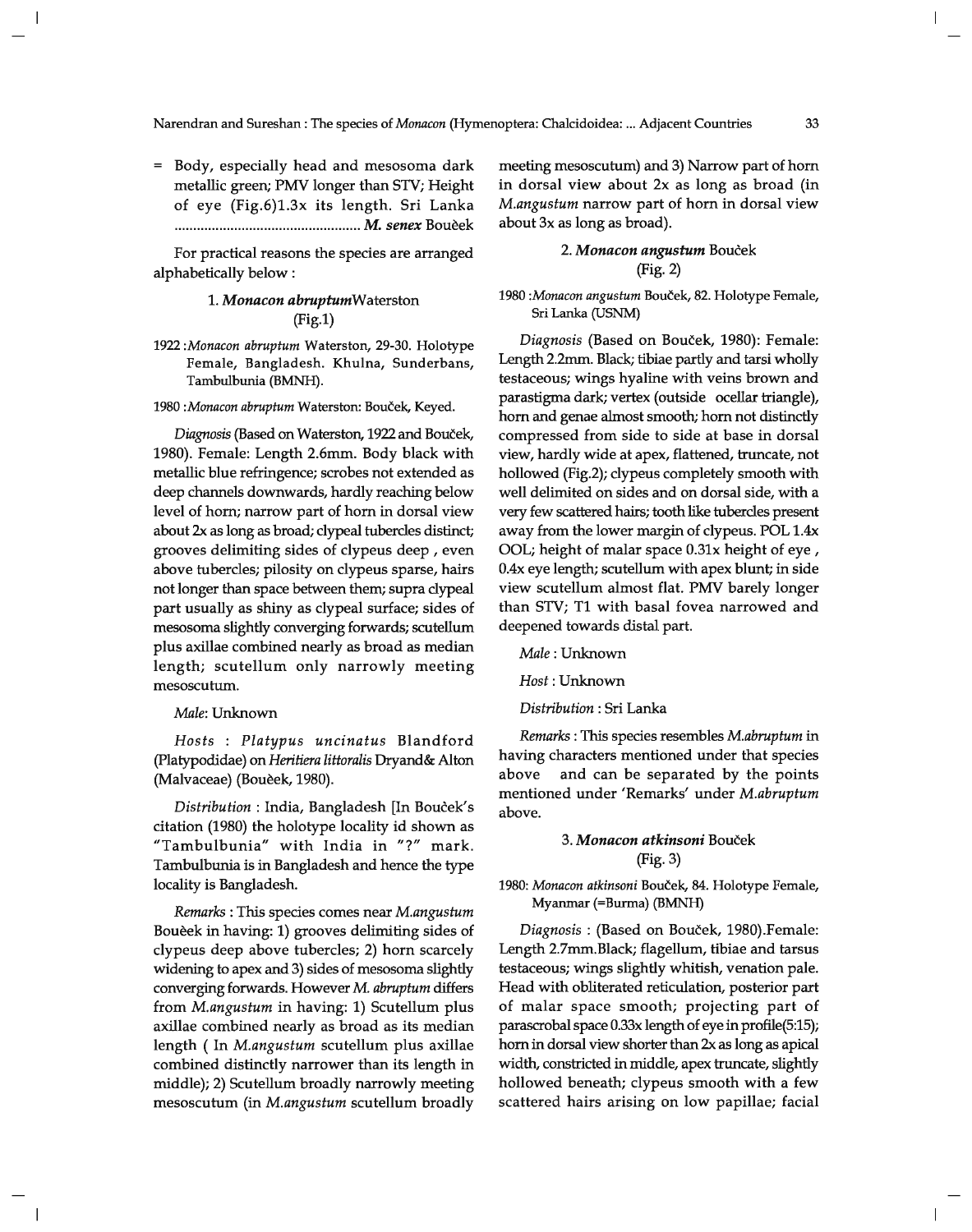= Body, especially head and mesosoma dark metallic green; PMV longer than STV; Height of eye (Fig.6)1.3x its length. Sri Lanka ................................................ *M. senex* Bouèek

For practical reasons the species are arranged alphabetically below :

### 1. *Monacon abruptum*Waterston (Fig.1)

1922 :*Monacon abruptum* Waterston, 29-30. Holotype Female, Bangladesh. Khulna, Sunderbans, Tambulbunia (BMNH).

1980 :*Monacon abruptum* Waterston: Bouček, Keyed.

*Diagnosis* (Based on Waterston, 1922 and Bouček, 1980). Female: Length 2.6mm. Body black with metallic blue refringence; scrobes not extended as deep channels downwards, hardly reaching below level of horn; narrow part of horn in dorsal view about 2x as long as broad; clypeal tubercles distinct; grooves delimiting sides of clypeus deep , even above tubercles; pilosity on clypeus sparse, hairs not longer than space between them; supra clypeal part usually as shiny as clypeal surface; sides of mesosoma slightly converging forwards; scutellum plus axillae combined nearly as broad as median length; scutellum only narrowly meeting mesoscutum.

*Male*: Unknown

*Hosts* : *Platypus uncinatus* Blandford (Platypodidae) on *Heritiera littoralis* Dryand& Alton (Malvaceae) (Bouèek, 1980).

*Distribution* : India, Bangladesh [In Bouček's citation (1980) the holotype locality id shown as "Tambulbunia" with India in "?" mark. Tambulbunia is in Bangladesh and hence the type locality is Bangladesh.

*Remarks* : This species comes near *M.angustum* Bouèek in having: 1) grooves delimiting sides of clypeus deep above tubercles; 2) horn scarcely widening to apex and 3) sides of mesosoma slightly converging forwards. However *M. abruptum* differs from *M.angustum* in having: 1) Scutellum plus axillae combined nearly as broad as its median length ( In *M.angustum* scutellum plus axillae combined distinctly narrower than its length in middle); 2) Scutellum broadly narrowly meeting mesoscutum (in *M.angustum* scutellum broadly meeting mesoscutum) and 3) Narrow part of horn in dorsal view about 2x as long as broad (in *M.angustum* narrow part of horn in dorsal view about 3x as long as broad).

### 2. *Monacon angustum* Bouček (Fig. 2)

1980 :*Monacon angustum* Bouček, 82. Holotype Female, Sri Lanka (USNM)

*Diagnosis* (Based on Bouček, 1980): Female: Length 2.2mm. Black; tibiae partly and tarsi wholly testaceous; wings hyaline with veins brown and parastigma dark; vertex (outside ocellar triangle), horn and genae almost smooth; horn not distinctly compressed from side to side at base in dorsal view, hardly wide at apex, flattened, truncate, not hollowed (Fig.2); clypeus completely smooth with well delimited on sides and on dorsal side, with a very few scattered hairs; tooth like tubercles present away from the lower margin of clypeus. POL 1.4x OOL; height of malar space 0.31x height of eye , 0.4x eye length; scutellum with apex blunt; in side view scutellum almost flat. PMV barely longer than STV; T1 with basal fovea narrowed and deepened towards distal part.

*Male* : Unknown

*Host* : Unknown

*Distribution* : Sri Lanka

*Remarks* : This species resembles *M.abruptum* in having characters mentioned under that species above and can be separated by the points mentioned under 'Remarks' under *M.abruptum* above.

### 3. *Monacon atkinsoni* Bouček (Fig. 3)

1980: *Monacon atkinsoni* Bouček, 84. Holotype Female, Myanmar (=Burma) (BMNH)

*Diagnosis* : (Based on Bouček, 1980).Female: Length 2.7mm.Black; flagellum, tibiae and tarsus testaceous; wings slightly whitish, venation pale. Head with obliterated reticulation, posterior part of malar space smooth; projecting part of parascrobal space 0.33x length of eye in profile(5:15); horn in dorsal view shorter than 2x as long as apical width, constricted in middle, apex truncate, slightly hollowed beneath; clypeus smooth with a few scattered hairs arising on low papillae; facial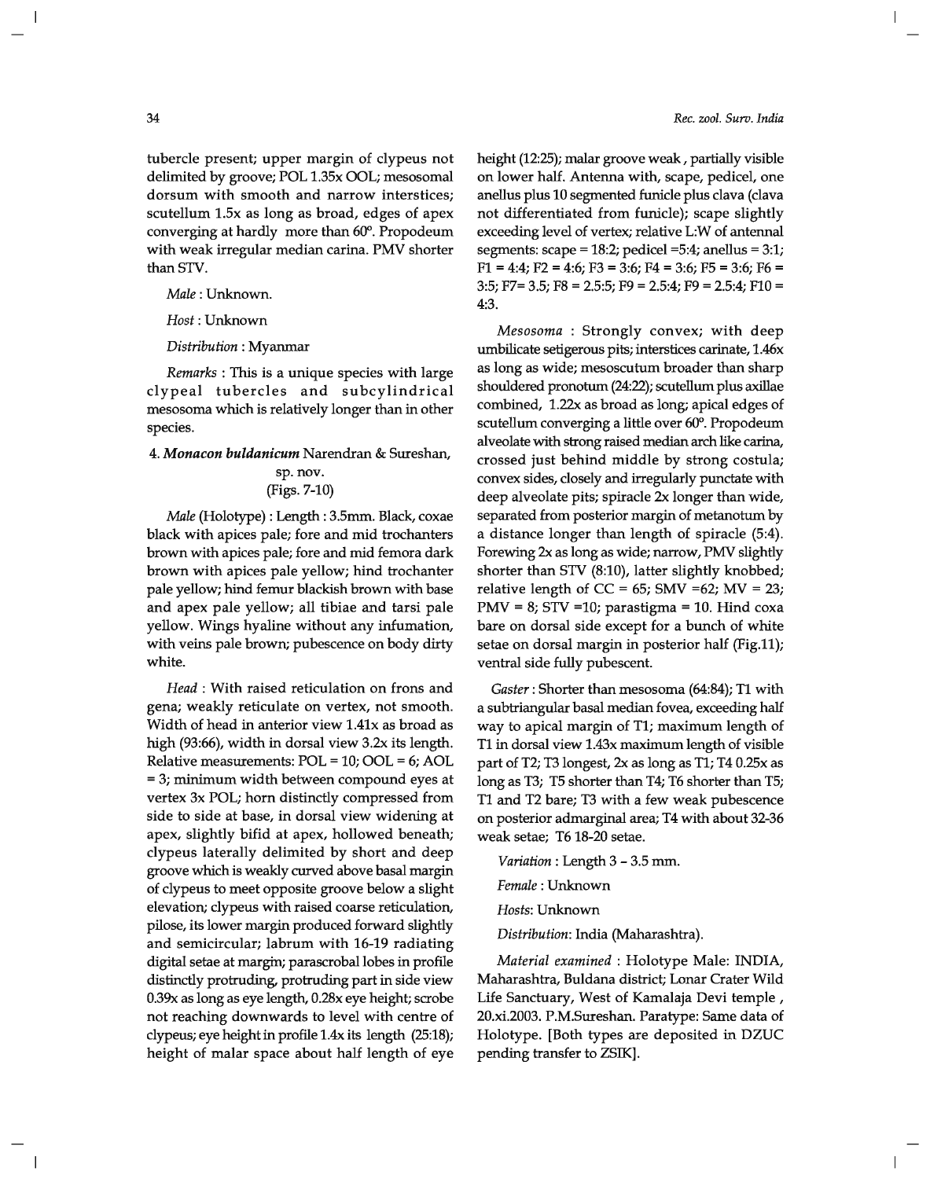tubercle present; upper margin of clypeus not delimited by groove; POL 1.35x OOL; mesosomal dorsum with smooth and narrow interstices; scutellum 1.5x as long as broad, edges of apex converging at hardly more than 60°. Propodeum with weak irregular median carina. PMV shorter than STV.

*Male* : Unknown.

*Host* : Unknown

*Distribution* : Myanmar

*Remarks* : This is a unique species with large clypeal tubercles and subcylindrical mesosoma which is relatively longer than in other species.

### 4. *Monacon buldanicum* Narendran & Sureshan, sp. nov. (Figs. 7-10)

*Male* (Holotype) : Length : 3.5mm. Black, coxae black with apices pale; fore and mid trochanters brown with apices pale; fore and mid femora dark brown with apices pale yellow; hind trochanter pale yellow; hind femur blackish brown with base and apex pale yellow; all tibiae and tarsi pale yellow. Wings hyaline without any infumation, with veins pale brown; pubescence on body dirty white.

*Head* : With raised reticulation on frons and gena; weakly reticulate on vertex, not smooth. Width of head in anterior view 1.41x as broad as high (93:66), width in dorsal view 3.2x its length. Relative measurements: POL = 10; OOL = 6; AOL = 3; minimum width between compound eyes at vertex 3x POL; horn distinctly compressed from side to side at base, in dorsal view widening at apex, slightly bifid at apex, hollowed beneath; clypeus laterally delimited by short and deep groove which is weakly curved above basal margin of clypeus to meet opposite groove below a slight elevation; clypeus with raised coarse reticulation, pilose, its lower margin produced forward slightly and semicircular; labrum with 16-19 radiating digital setae at margin; parascrobal lobes in profile distinctly protruding, protruding part in side view 0.39x as long as eye length, 0.28x eye height; scrobe not reaching downwards to level with centre of clypeus; eye height in profile 1.4x its length (25:18); height of malar space about half length of eye height (12:25); malar groove weak, partially visible on lower half. Antenna with, scape, pedicel, one anellus plus 10 segmented funicle plus clava (clava not differentiated from funicle); scape slightly exceeding level of vertex; relative L:W of antennal segments: scape = 18:2; pedicel =5:4; anellus = 3:1; F1 = 4:4; F2 = 4:6; F3 = 3:6; F4 = 3:6; F5 = 3:6; F6 = 3:5; F7= 3.5; F8 = 2.5:5; F9 = 2.5:4; F9 = 2.5:4; F10 = 4:3.

*Mesosoma* : Strongly convex; with deep umbilicate setigerous pits; interstices carinate, 1.46x as long as wide; mesoscutum broader than sharp shouldered pronotum (24:22); scutellum plus axillae combined, 1.22x as broad as long; apical edges of scutellum converging a little over 60°. Propodeum alveolate with strong raised median arch like carina, crossed just behind middle by strong costula; convex sides, closely and irregularly punctate with deep alveolate pits; spiracle 2x longer than wide, separated from posterior margin of metanotum by a distance longer than length of spiracle (5:4). Forewing 2x as long as wide; narrow, PMV slightly shorter than STV (8:10), latter slightly knobbed; relative length of CC = 65; SMV =62; MV = 23; PMV = 8; STV =10; parastigma = 10. Hind coxa bare on dorsal side except for a bunch of white setae on dorsal margin in posterior half (Fig.11); ventral side fully pubescent.

*Gaster* : Shorter than mesosoma (64:84); T1 with a subtriangular basal median fovea, exceeding half way to apical margin of T1; maximum length of T1 in dorsal view 1.43x maximum length of visible part of T2; T3 longest, 2x as long as T1; T4 0.25x as long as T3; T5 shorter than T4; T6 shorter than T5; T1 and T2 bare; T3 with a few weak pubescence on posterior admarginal area; T4 with about 32-36 weak setae; T6 18-20 setae.

*Variation* : Length 3 – 3.5 mm.

*Female* : Unknown

*Hosts*: Unknown

*Distribution*: India (Maharashtra).

*Material examined* : Holotype Male: INDIA, Maharashtra, Buldana district; Lonar Crater Wild Life Sanctuary, West of Kamalaja Devi temple , 20.xi.2003. P.M.Sureshan. Paratype: Same data of Holotype. [Both types are deposited in DZUC pending transfer to ZSIK].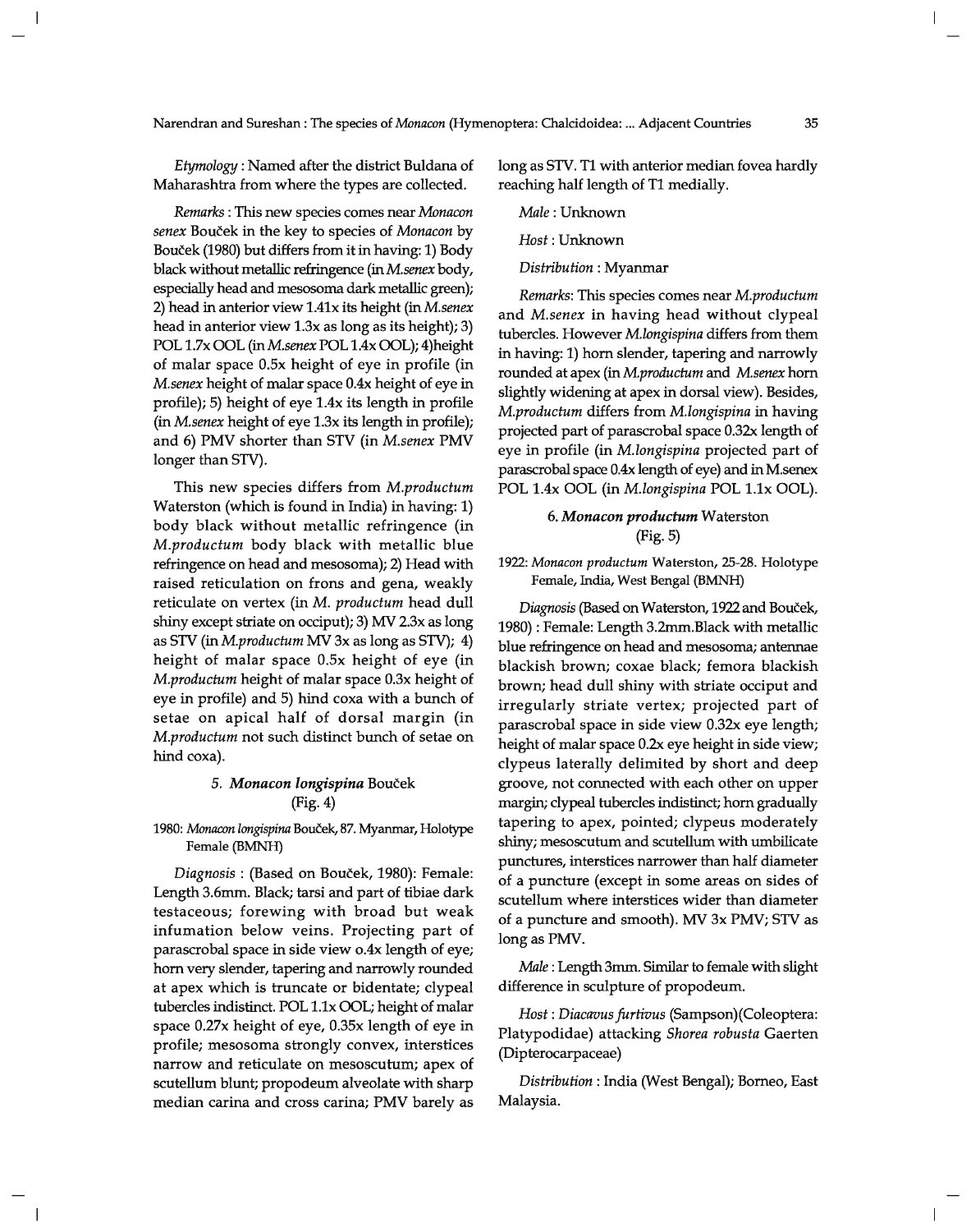*Etymology* : Named after the district Buldana of Maharashtra from where the types are collected.

*Remarks* : This new species comes near *Monacon senex* Bouček in the key to species of *Monacon* by Bouček (1980) but differs from it in having: 1) Body black without metallic refringence (in *M.senex* body, especially head and mesosoma dark metallic green); 2) head in anterior view 1.41x its height (in *M.senex* head in anterior view 1.3x as long as its height); 3) POL 1.7x OOL (in *M.senex* POL 1.4x OOL); 4)height of malar space 0.5x height of eye in profile (in *M.senex* height of malar space 0.4x height of eye in profile); 5) height of eye 1.4x its length in profile (in *M.senex* height of eye 1.3x its length in profile); and 6) PMV shorter than STV (in *M.senex* PMV longer than STV).

This new species differs from *M.productum* Waterston (which is found in India) in having: 1) body black without metallic refringence (in *M.productum* body black with metallic blue refringence on head and mesosoma); 2) Head with raised reticulation on frons and gena, weakly reticulate on vertex (in *M. productum* head dull shiny except striate on occiput); 3) MV 2.3x as long as STV (in *M.productum* MV 3x as long as STV); 4) height of malar space 0.5x height of eye (in *M.productum* height of malar space 0.3x height of eye in profile) and 5) hind coxa with a bunch of setae on apical half of dorsal margin (in *M.productum* not such distinct bunch of setae on hind coxa).

### 5. *Monacon longispina* Bouček (Fig. 4)

1980: *Monacon longispina* Bouček, 87. Myanmar, Holotype Female (BMNH)

*Diagnosis* : (Based on Bouček, 1980): Female: Length 3.6mm. Black; tarsi and part of tibiae dark testaceous; forewing with broad but weak infumation below veins. Projecting part of parascrobal space in side view o.4x length of eye; horn very slender, tapering and narrowly rounded at apex which is truncate or bidentate; clypeal tubercles indistinct. POL 1.1x OOL; height of malar space 0.27x height of eye, 0.35x length of eye in profile; mesosoma strongly convex, interstices narrow and reticulate on mesoscutum; apex of scutellum blunt; propodeum alveolate with sharp median carina and cross carina; PMV barely as long as STV. T1 with anterior median fovea hardly reaching half length of T1 medially.

*Male* : Unknown

*Host* : Unknown

*Distribution* : Myanmar

*Remarks*: This species comes near *M.productum* and *M.senex* in having head without clypeal tubercles. However *M.longispina* differs from them in having: 1) horn slender, tapering and narrowly rounded at apex (in *M.productum* and *M.senex* horn slightly widening at apex in dorsal view). Besides, *M.productum* differs from *M.longispina* in having projected part of parascrobal space 0.32x length of eye in profile (in *M.longispina* projected part of parascrobal space 0.4x length of eye) and in M.senex POL 1.4x OOL (in *M.longispina* POL 1.1x OOL).

### 6. *Monacon productum* Waterston (Fig. 5)

1922: *Monacon productum* Waterston, 25-28. Holotype Female, India, West Bengal (BMNH)

*Diagnosis* (Based on Waterston, 1922 and Bouček, 1980) : Female: Length 3.2mm. Black with metallic blue refringence on head and mesosoma; antennae blackish brown; coxae black; femora blackish brown; head dull shiny with striate occiput and irregularly striate vertex; projected part of parascrobal space in side view 0.32x eye length; height of malar space 0.2x eye height in side view; clypeus laterally delimited by short and deep groove, not connected with each other on upper margin; clypeal tubercles indistinct; horn gradually tapering to apex, pointed; clypeus moderately shiny; mesoscutum and scutellum with umbilicate punctures, interstices narrower than half diameter of a puncture (except in some areas on sides of scutellum where interstices wider than diameter of a puncture and smooth). MV 3x PMV; STV as long as PMV.

*Male* : Length 3mm. Similar to female with slight difference in sculpture of propodeum.

*Host* : *Diacavus furtivus* (Sampson)(Coleoptera: Platypodidae) attacking *Shorea robusta* Gaerten (Dipterocarpaceae)

*Distribution* : India (West Bengal); Borneo, East Malaysia.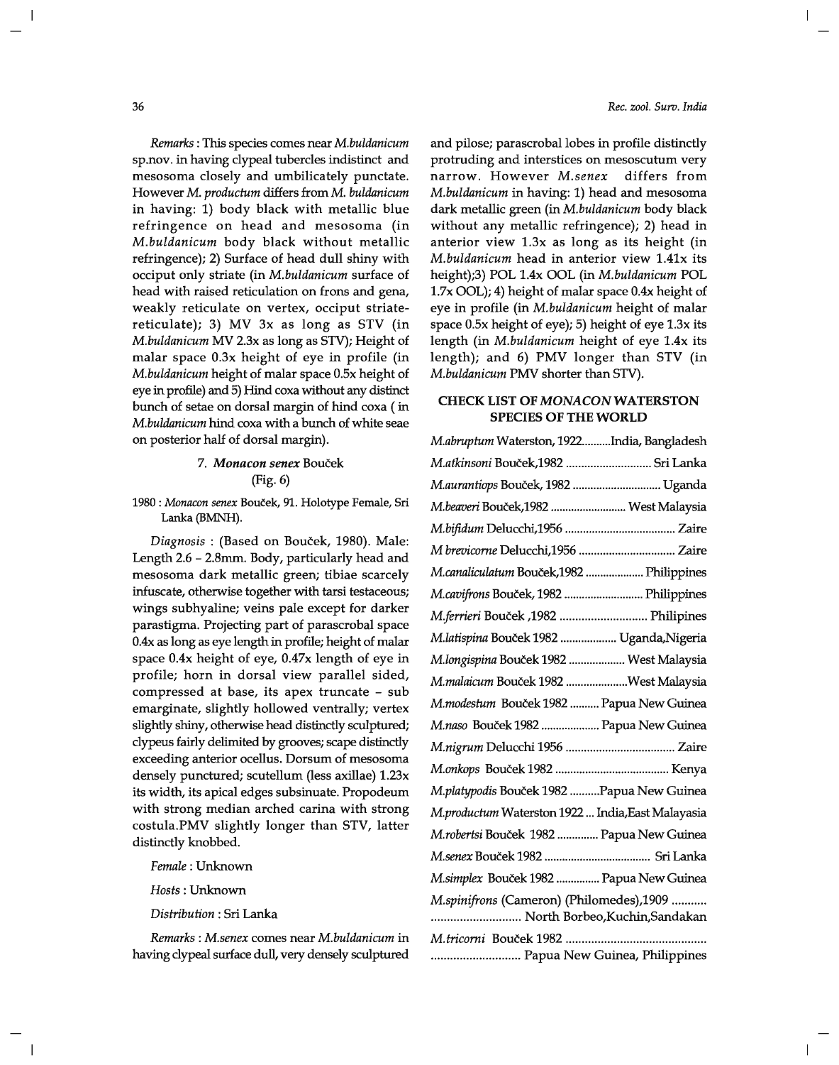*Remarks* : This species comes near *M.buldanicum* sp.nov. in having clypeal tubercles indistinct and mesosoma closely and umbilicately punctate. However *M. productum* differs from *M. buldanicum* in having: 1) body black with metallic blue refringence on head and mesosoma (in *M.buldanicum* body black without metallic refringence); 2) Surface of head dull shiny with occiput only striate (in *M.buldanicum* surface of head with raised reticulation on frons and gena, weakly reticulate on vertex, occiput striate-reticulate); 3) MV 3x as long as STV (in *M.buldanicum* MV 2.3x as long as STV); Height of malar space 0.3x height of eye in profile (in *M.buldanicum* height of malar space 0.5x height of eye in profile) and 5) Hind coxa without any distinct bunch of setae on dorsal margin of hind coxa ( in *M.buldanicum* hind coxa with a bunch of white seae on posterior half of dorsal margin).

### 7. *Monacon senex* Bouček (Fig. 6)

1980 : *Monacon senex* Bouček, 91. Holotype Female, Sri Lanka (BMNH).

*Diagnosis* : (Based on Bouček, 1980). Male: Length 2.6 – 2.8mm. Body, particularly head and mesosoma dark metallic green; tibiae scarcely infuscate, otherwise together with tarsi testaceous; wings subhyaline; veins pale except for darker parastigma. Projecting part of parascrobal space 0.4x as long as eye length in profile; height of malar space 0.4x height of eye, 0.47x length of eye in profile; horn in dorsal view parallel sided, compressed at base, its apex truncate – sub emarginate, slightly hollowed ventrally; vertex slightly shiny, otherwise head distinctly sculptured; clypeus fairly delimited by grooves; scape distinctly exceeding anterior ocellus. Dorsum of mesosoma densely punctured; scutellum (less axillae) 1.23x its width, its apical edges subsinuate. Propodeum with strong median arched carina with strong costula.PMV slightly longer than STV, latter distinctly knobbed.

*Female* : Unknown

*Hosts* : Unknown

*Distribution* : Sri Lanka

*Remarks* : *M.senex* comes near *M.buldanicum* in having clypeal surface dull, very densely sculptured and pilose; parascrobal lobes in profile distinctly protruding and interstices on mesoscutum very narrow. However *M.senex* differs from *M.buldanicum* in having: 1) head and mesosoma dark metallic green (in *M.buldanicum* body black without any metallic refringence); 2) head in anterior view 1.3x as long as its height (in *M.buldanicum* head in anterior view 1.41x its height);3) POL 1.4x OOL (in *M.buldanicum* POL 1.7x OOL); 4) height of malar space 0.4x height of eye in profile (in *M.buldanicum* height of malar space 0.5x height of eye); 5) height of eye 1.3x its length (in *M.buldanicum* height of eye 1.4x its length); and 6) PMV longer than STV (in *M.buldanicum* PMV shorter than STV).

## CHECK LIST OF *MONACON* WATERSTON SPECIES OF THE WORLD

*M.abruptum* Waterston, 1922..........India, Bangladesh

*M.atkinsoni* Bouček,1982 ............................ Sri Lanka

*M.aurantiops* Bouček, 1982 .............................. Uganda

*M.beaveri* Bouček,1982 .......................... West Malaysia

*M.bifidum* Delucchi,1956 .................................... Zaire

*M brevicorne* Delucchi,1956 ................................ Zaire

*M.canaliculatum* Bouček,1982 .................... Philippines

*M.cavifrons* Bouček, 1982 ........................... Philippines

*M.ferrieri* Bouček ,1982 ............................ Philipines

*M.latispina* Bouček 1982 ................... Uganda,Nigeria

*M.longispina* Bouček 1982 ................... West Malaysia

*M.malaicum* Bouček 1982 .....................West Malaysia

*M.modestum* Bouček 1982 .......... Papua New Guinea

*M.naso* Bouček 1982 .................... Papua New Guinea

*M.nigrum* Delucchi 1956 .................................... Zaire

*M.onkops* Bouček 1982 ...................................... Kenya

*M.platypodis* Bouček 1982 ..........Papua New Guinea

*M.productum* Waterston 1922 ... India,East Malayasia

*M.robertsi* Bouček 1982 ............. Papua New Guinea

*M.senex* Bouček 1982 ................................... Sri Lanka

*M.simplex* Bouček 1982 ............... Papua New Guinea

*M.spinifrons* (Cameron) (Philomedes),1909 ........... ............................ North Borbeo,Kuchin,Sandakan

*M.tricorni* Bouček 1982 ........................................... ............................ Papua New Guinea, Philippines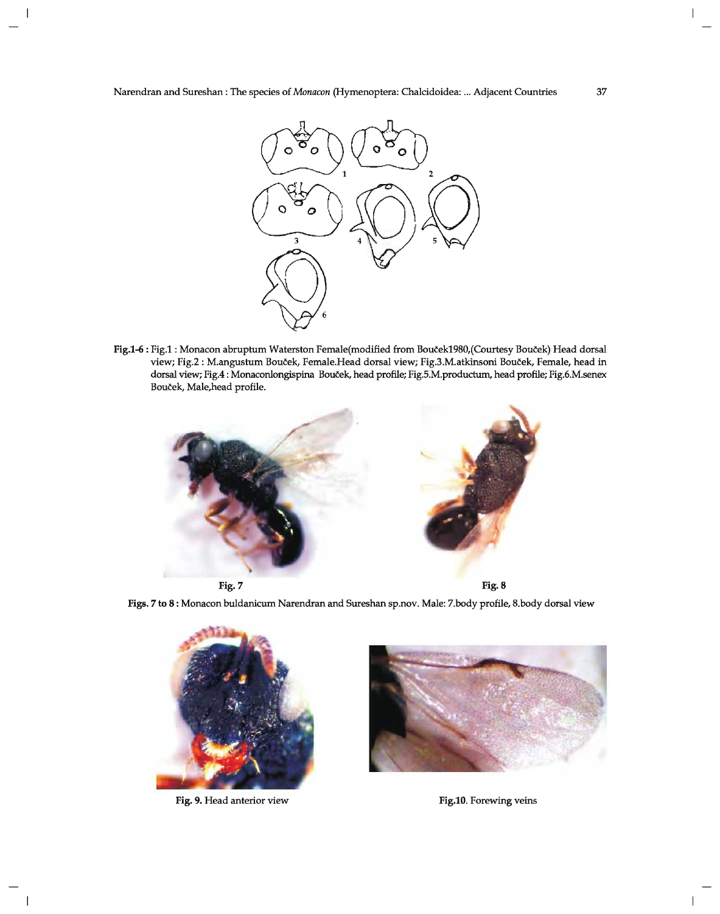**Fig.1-6 :** Fig.1 : Monacon abruptum Waterston Female(modified from Bouček1980,(Courtesy Bouček) Head dorsal view; Fig.2 : M.angustum Bouček, Female.Head dorsal view; Fig.3.M.atkinsoni Bouček, Female, head in dorsal view; Fig.4 : Monaconlongispina Bouček, head profile; Fig.5.M.productum, head profile; Fig.6.M.senex Bouček, Male,head profile.

**Fig. 7**

**Fig. 8**

**Figs. 7 to 8 :** Monacon buldanicum Narendran and Sureshan sp.nov. Male: 7.body profile, 8.body dorsal view

**Fig. 9.** Head anterior view

**Fig.10.** Forewing veins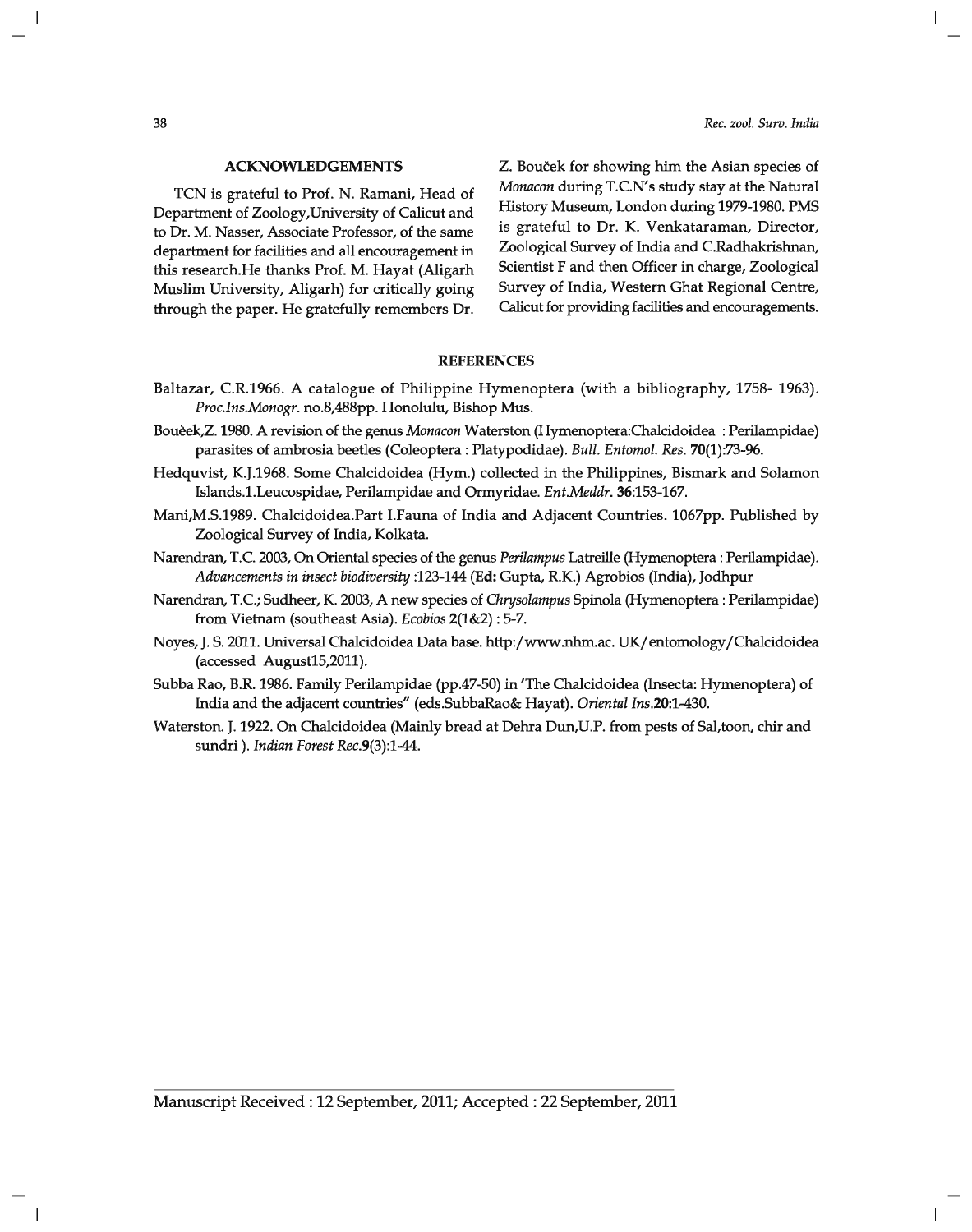## ACKNOWLEDGEMENTS

TCN is grateful to Prof. N. Ramani, Head of Department of Zoology,University of Calicut and to Dr. M. Nasser, Associate Professor, of the same department for facilities and all encouragement in this research.He thanks Prof. M. Hayat (Aligarh Muslim University, Aligarh) for critically going through the paper. He gratefully remembers Dr. Z. Bouček for showing him the Asian species of *Monacon* during T.C.N's study stay at the Natural History Museum, London during 1979-1980. PMS is grateful to Dr. K. Venkataraman, Director, Zoological Survey of India and C.Radhakrishnan, Scientist F and then Officer in charge, Zoological Survey of India, Western Ghat Regional Centre, Calicut for providing facilities and encouragements.

## REFERENCES

Baltazar, C.R.1966. A catalogue of Philippine Hymenoptera (with a bibliography, 1758- 1963). *Proc.Ins.Monogr.* no.8,488pp. Honolulu, Bishop Mus.

Bouèek,Z. 1980. A revision of the genus *Monacon* Waterston (Hymenoptera:Chalcidoidea : Perilampidae) parasites of ambrosia beetles (Coleoptera : Platypodidae). *Bull. Entomol. Res.* **70**(1):73-96.

Hedquvist, K.J.1968. Some Chalcidoidea (Hym.) collected in the Philippines, Bismark and Solamon Islands.1.Leucospidae, Perilampidae and Ormyridae. *Ent.Meddr.* **36**:153-167.

Mani,M.S.1989. Chalcidoidea.Part I.Fauna of India and Adjacent Countries. 1067pp. Published by Zoological Survey of India, Kolkata.

Narendran, T.C. 2003, On Oriental species of the genus *Perilampus* Latreille (Hymenoptera : Perilampidae). *Advancements in insect biodiversity* :123-144 (**Ed:** Gupta, R.K.) Agrobios (India), Jodhpur

Narendran, T.C.; Sudheer, K. 2003, A new species of *Chrysolampus* Spinola (Hymenoptera : Perilampidae) from Vietnam (southeast Asia). *Ecobios* **2**(1&2) : 5-7.

Noyes, J. S. 2011. Universal Chalcidoidea Data base. http:/www.nhm.ac. UK/entomology/Chalcidoidea (accessed August15,2011).

Subba Rao, B.R. 1986. Family Perilampidae (pp.47-50) in 'The Chalcidoidea (Insecta: Hymenoptera) of India and the adjacent countries" (eds.SubbaRao& Hayat). *Oriental Ins.***20**:1-430.

Waterston. J. 1922. On Chalcidoidea (Mainly bread at Dehra Dun,U.P. from pests of Sal,toon, chir and sundri ). *Indian Forest Rec.***9**(3):1-44.

Manuscript Received : 12 September, 2011; Accepted : 22 September, 2011